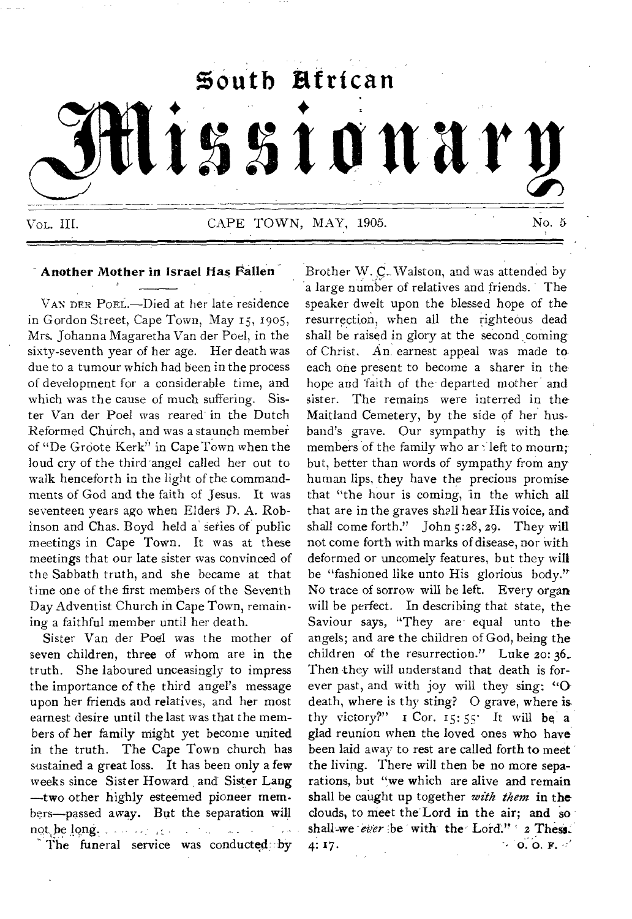# South African Missionary

VOL. III. CAPE TOWN, MAY, 1905. No. 5

## Another Mother in Israel Has Fallen

VAN DER POEL.—Died at her late residence in Gordon Street, Cape Town, May 15, 1905, Mrs. Johanna Magaretha Van der Poel, in the sixty-seventh year of her age. Her death was due to a tumour which had been in the process of development for a considerable time, and which was the cause of much suffering. Sister Van der Poel was reared in the Dutch Reformed Church, and was a staunch member of "De Groote Kerk" in Cape Town when the loud cry of the third angel called her out to walk henceforth in the light of the commandments of God and the faith of Jesus. It was seventeen years ago when Elders D. A. Robinson and Chas. Boyd held a series of public meetings in Cape Town. It was at these meetings that our late sister was convinced of the Sabbath truth, and she became at that time one of the first members of the Seventh Day Adventist Church in Cape Town, remaining a faithful member until her death.

Sister Van der Poel was the mother of seven children, three of whom are in the truth. She laboured unceasingly to impress the importance of the third angel's message upon her friends and relatives, and her most earnest desire until the last was that the members of her family might yet become united in the truth. The Cape Town church has sustained a great loss. It has been only a few weeks since Sister Howard and Sister Lang —two other highly esteemed pioneer members—passed away. But the separation will not be long.

The funeral service was conducted by Brother W. C. Walston, and was attended by a large number of relatives and friends. The speaker dwelt upon the blessed hope of the resurrection, when all the righteous dead shall be raised in glory at the second coming of Christ. An earnest appeal was made to each one present to become a sharer in the hope and faith of the departed mother and sister. The remains were interred in the Maitland Cemetery, by the side of her husband's grave. Our sympathy is with the members of the family who are left to mourn; but, better than words of sympathy from any human lips, they have the precious promise that "the hour is coming, in the which all that are in the graves shall hear His voice, and shall come forth." John 5:28, 29. They will not come forth with marks of disease, nor with deformed or uncomely features, but they will be "fashioned like unto His glorious body." No trace of sorrow will be left. Every organ will be perfect. In describing that state, the Saviour says, "They are equal unto the angels; and are the children of God, being the children of the resurrection." Luke 20: 36. Then they will understand that death is forever past, and with joy will they sing: "O death, where is thy sting? O grave, where is thy victory?" 1 Cor. 15: 55. It will be a glad reunion when the loved ones who have been laid away to rest are called forth to meet the living. There will then be no more separations, but "we which are alive and remain shall be caught up together *with them* in the clouds, to meet the Lord in the air; and so shall we *ever* be with the Lord." 2 Thess. 4: 17.

O. O. F.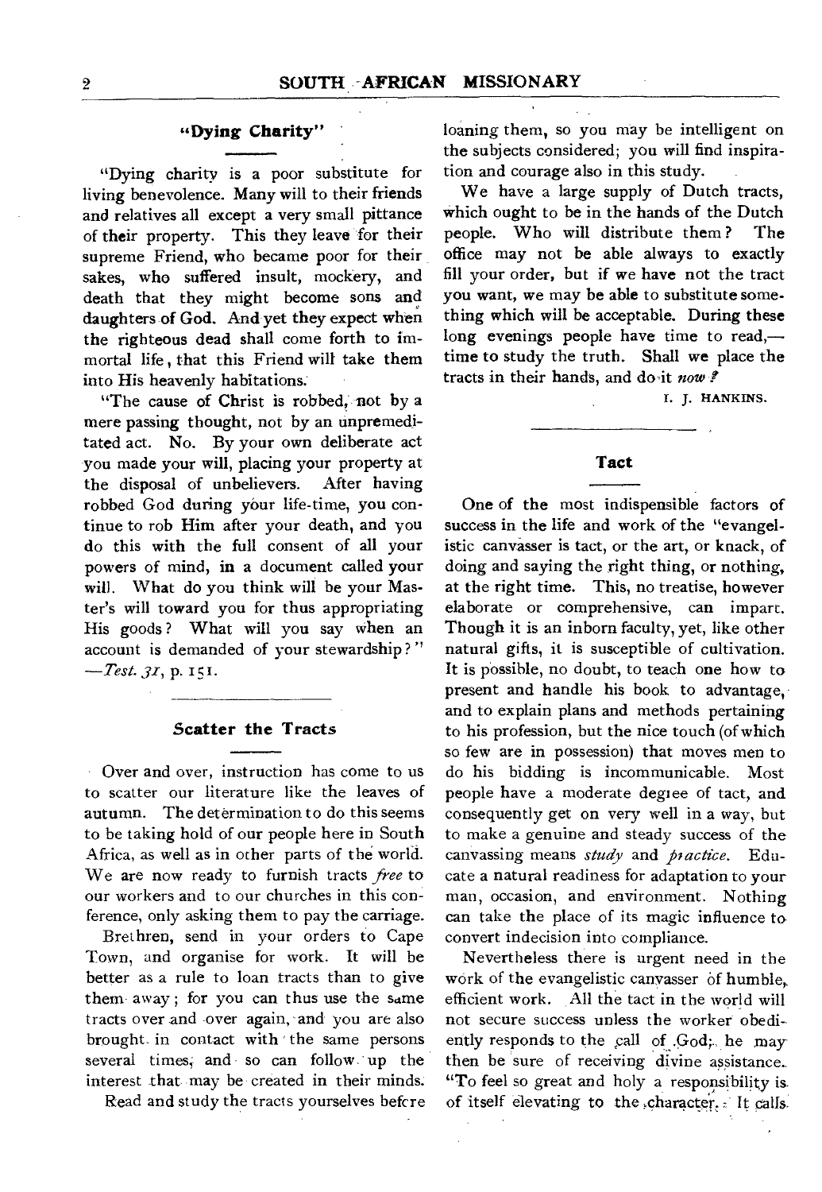## "Dying Charity"

"Dying charity is a poor substitute for living benevolence. Many will to their friends and relatives all except a very small pittance of their property. This they leave for their supreme Friend, who became poor for their sakes, who suffered insult, mockery, and death that they might become sons and daughters of God. And yet they expect when the righteous dead shall come forth to immortal life, that this Friend will take them into His heavenly habitations.

"The cause of Christ is robbed, not by a mere passing thought, not by an unpremeditated act. No. By your own deliberate act you made your will, placing your property at the disposal of unbelievers. After having robbed God during your life-time, you continue to rob Him after your death, and you do this with the full consent of all your powers of mind, in a document called your will. What do you think will be your Master's will toward you for thus appropriating His goods? What will you say when an account is demanded of your stewardship?" —*Test. 31*, p. 151.

## Scatter the Tracts

Over and over, instruction has come to us to scatter our literature like the leaves of autumn. The determination to do this seems to be taking hold of our people here in South Africa, as well as in other parts of the world. We are now ready to furnish tracts *free* to our workers and to our churches in this conference, only asking them to pay the carriage.

Brethren, send in your orders to Cape Town, and organise for work. It will be better as a rule to loan tracts than to give them away; for you can thus use the same tracts over and over again, and you are also brought in contact with the same persons several times, and so can follow up the interest that may be created in their minds.

Read and study the tracts yourselves before loaning them, so you may be intelligent on the subjects considered; you will find inspiration and courage also in this study.

We have a large supply of Dutch tracts, which ought to be in the hands of the Dutch people. Who will distribute them? The office may not be able always to exactly fill your order, but if we have not the tract you want, we may be able to substitute something which will be acceptable. During these long evenings people have time to read,—time to study the truth. Shall we place the tracts in their hands, and do it *now?*

I. J. HANKINS.

## Tact

One of the most indispensible factors of success in the life and work of the "evangelistic canvasser is tact, or the art, or knack, of doing and saying the right thing, or nothing, at the right time. This, no treatise, however elaborate or comprehensive, can impart. Though it is an inborn faculty, yet, like other natural gifts, it is susceptible of cultivation. It is possible, no doubt, to teach one how to present and handle his book to advantage, and to explain plans and methods pertaining to his profession, but the nice touch (of which so few are in possession) that moves men to do his bidding is incommunicable. Most people have a moderate degree of tact, and consequently get on very well in a way, but to make a genuine and steady success of the canvassing means *study* and *practice*. Educate a natural readiness for adaptation to your man, occasion, and environment. Nothing can take the place of its magic influence to convert indecision into compliance.

Nevertheless there is urgent need in the work of the evangelistic canvasser of humble, efficient work. All the tact in the world will not secure success unless the worker obediently responds to the call of God; he may then be sure of receiving divine assistance. "To feel so great and holy a responsibility is of itself elevating to the character. It calls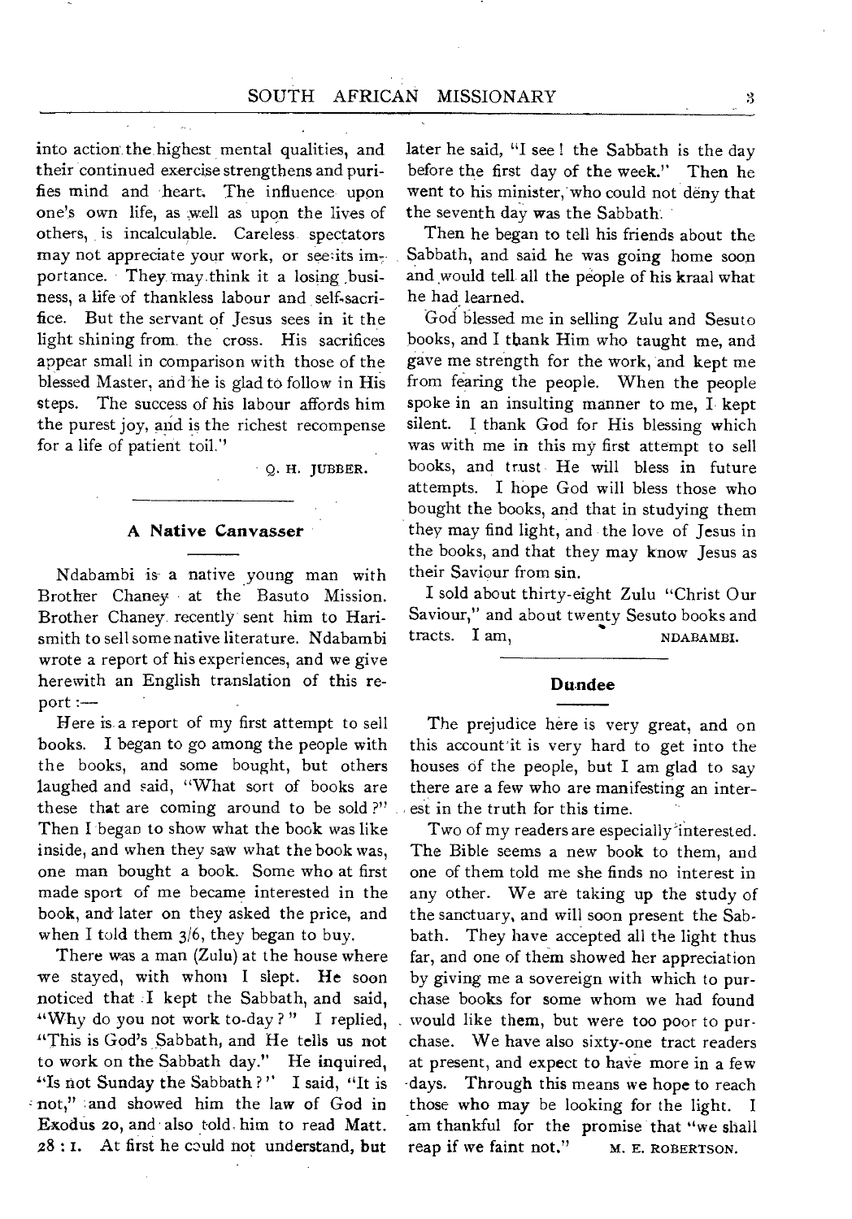into action the highest mental qualities, and their continued exercise strengthens and purifies mind and heart. The influence upon one's own life, as well as upon the lives of others, is incalculable. Careless spectators may not appreciate your work, or see its importance. They may think it a losing business, a life of thankless labour and self-sacrifice. But the servant of Jesus sees in it the light shining from the cross. His sacrifices appear small in comparison with those of the blessed Master, and he is glad to follow in His steps. The success of his labour affords him the purest joy, and is the richest recompense for a life of patient toil."

O. H. JUBBER.

## A Native Canvasser

Ndabambi is a native young man with Brother Chaney at the Basuto Mission. Brother Chaney recently sent him to Harismith to sell some native literature. Ndabambi wrote a report of his experiences, and we give herewith an English translation of this report :—

Here is a report of my first attempt to sell books. I began to go among the people with the books, and some bought, but others laughed and said, "What sort of books are these that are coming around to be sold?" Then I began to show what the book was like inside, and when they saw what the book was, one man bought a book. Some who at first made sport of me became interested in the book, and later on they asked the price, and when I told them 3/6, they began to buy.

There was a man (Zulu) at the house where we stayed, with whom I slept. He soon noticed that I kept the Sabbath, and said, "Why do you not work to-day?" I replied, "This is God's Sabbath, and He tells us not to work on the Sabbath day." He inquired, "Is not Sunday the Sabbath?" I said, "It is not," and showed him the law of God in Exodus 20, and also told him to read Matt. 28 : 1. At first he could not understand, but later he said, "I see! the Sabbath is the day before the first day of the week." Then he went to his minister, who could not deny that the seventh day was the Sabbath.

Then he began to tell his friends about the Sabbath, and said he was going home soon and would tell all the people of his kraal what he had learned.

God blessed me in selling Zulu and Sesuto books, and I thank Him who taught me, and gave me strength for the work, and kept me from fearing the people. When the people spoke in an insulting manner to me, I kept silent. I thank God for His blessing which was with me in this my first attempt to sell books, and trust He will bless in future attempts. I hope God will bless those who bought the books, and that in studying them they may find light, and the love of Jesus in the books, and that they may know Jesus as their Saviour from sin.

I sold about thirty-eight Zulu "Christ Our Saviour," and about twenty Sesuto books and tracts. I am, NDABAMBI.

## Dundee

The prejudice here is very great, and on this account it is very hard to get into the houses of the people, but I am glad to say there are a few who are manifesting an interest in the truth for this time.

Two of my readers are especially interested. The Bible seems a new book to them, and one of them told me she finds no interest in any other. We are taking up the study of the sanctuary, and will soon present the Sabbath. They have accepted all the light thus far, and one of them showed her appreciation by giving me a sovereign with which to purchase books for some whom we had found would like them, but were too poor to purchase. We have also sixty-one tract readers at present, and expect to have more in a few days. Through this means we hope to reach those who may be looking for the light. I am thankful for the promise that "we shall reap if we faint not." M. E. ROBERTSON.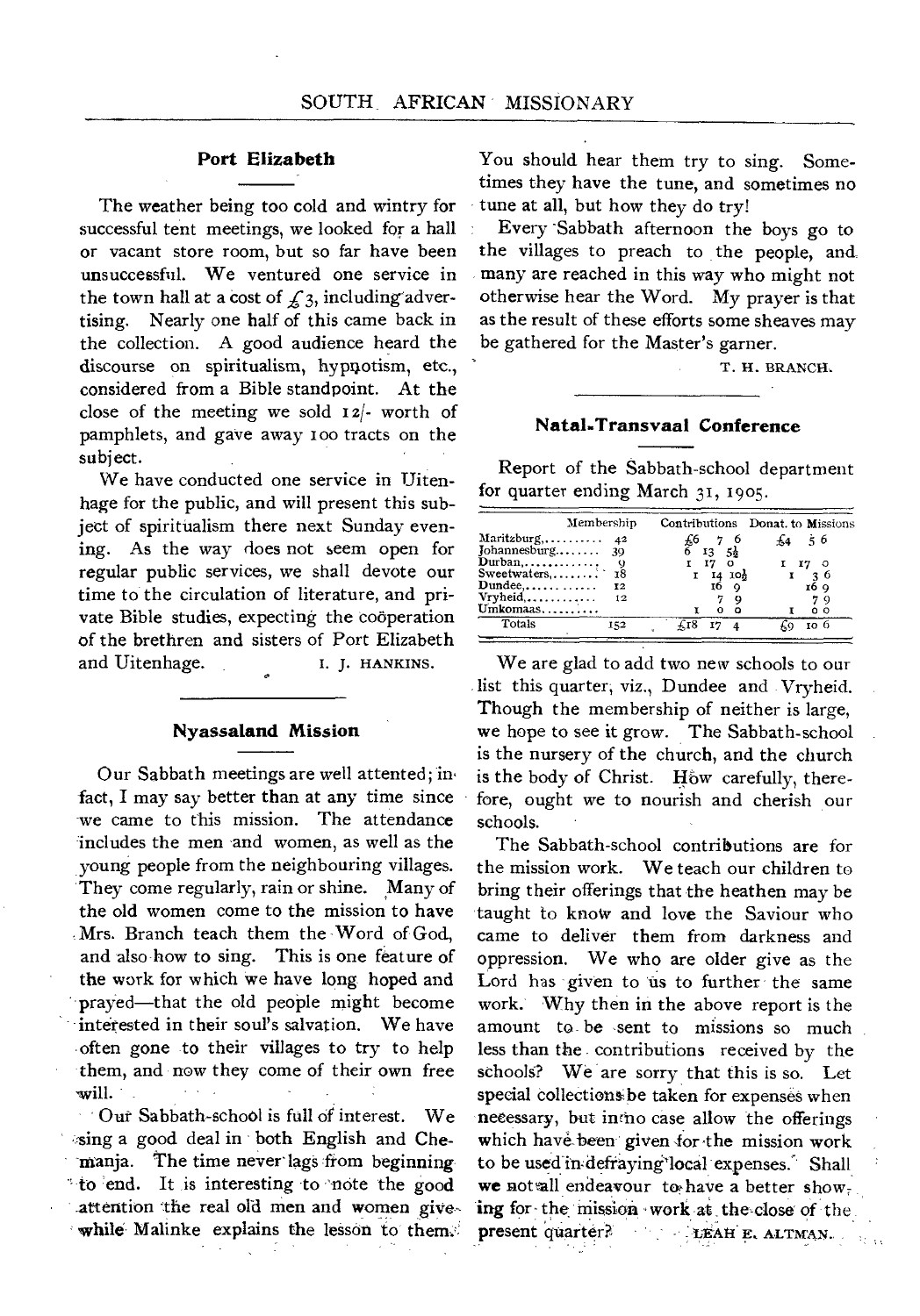## Port Elizabeth

The weather being too cold and wintry for successful tent meetings, we looked for a hall or vacant store room, but so far have been unsuccessful. We ventured one service in the town hall at a cost of £3, including advertising. Nearly one half of this came back in the collection. A good audience heard the discourse on spiritualism, hypnotism, etc., considered from a Bible standpoint. At the close of the meeting we sold 12/- worth of pamphlets, and gave away 100 tracts on the subject.

We have conducted one service in Uitenhage for the public, and will present this subject of spiritualism there next Sunday evening. As the way does not seem open for regular public services, we shall devote our time to the circulation of literature, and private Bible studies, expecting the coöperation of the brethren and sisters of Port Elizabeth and Uitenhage.

I. J. HANKINS.

## Nyassaland Mission

Our Sabbath meetings are well attented; in fact, I may say better than at any time since we came to this mission. The attendance includes the men and women, as well as the young people from the neighbouring villages. They come regularly, rain or shine. Many of the old women come to the mission to have Mrs. Branch teach them the Word of God, and also how to sing. This is one feature of the work for which we have long hoped and prayed—that the old people might become interested in their soul's salvation. We have often gone to their villages to try to help them, and now they come of their own free will.

Our Sabbath-school is full of interest. We sing a good deal in both English and Chemanja. The time never lags from beginning to end. It is interesting to note the good attention the real old men and women give while Malinke explains the lesson to them. You should hear them try to sing. Sometimes they have the tune, and sometimes no tune at all, but how they do try!

Every Sabbath afternoon the boys go to the villages to preach to the people, and many are reached in this way who might not otherwise hear the Word. My prayer is that as the result of these efforts some sheaves may be gathered for the Master's garner.

T. H. BRANCH.

## Natal-Transvaal Conference

Report of the Sabbath-school department for quarter ending March 31, 1905.

| | Membership | Contributions | Donat. to Missions |
|---|---|---|---|
| Maritzburg | 42 | £6 7 6 | £4 5 6 |
| Johannesburg | 39 | 6 13 5½ | |
| Durban | 9 | 1 17 0 | 1 17 0 |
| Sweetwaters | 18 | 1 14 10½ | 1 3 6 |
| Dundee | 12 | 16 9 | 16 9 |
| Vryheid | 12 | 7 9 | 7 9 |
| Umkomaas | | 1 0 0 | 1 0 0 |
| Totals | 152 | £18 17 4 | £9 10 6 |

We are glad to add two new schools to our list this quarter, viz., Dundee and Vryheid. Though the membership of neither is large, we hope to see it grow. The Sabbath-school is the nursery of the church, and the church is the body of Christ. How carefully, therefore, ought we to nourish and cherish our schools.

The Sabbath-school contributions are for the mission work. We teach our children to bring their offerings that the heathen may be taught to know and love the Saviour who came to deliver them from darkness and oppression. We who are older give as the Lord has given to us to further the same work. Why then in the above report is the amount to be sent to missions so much less than the contributions received by the schools? We are sorry that this is so. Let special collections be taken for expenses when necessary, but in no case allow the offerings which have been given for the mission work to be used in defraying local expenses. Shall we not all endeavour to have a better showing for the mission work at the close of the present quarter?

LEAH E. ALTMAN.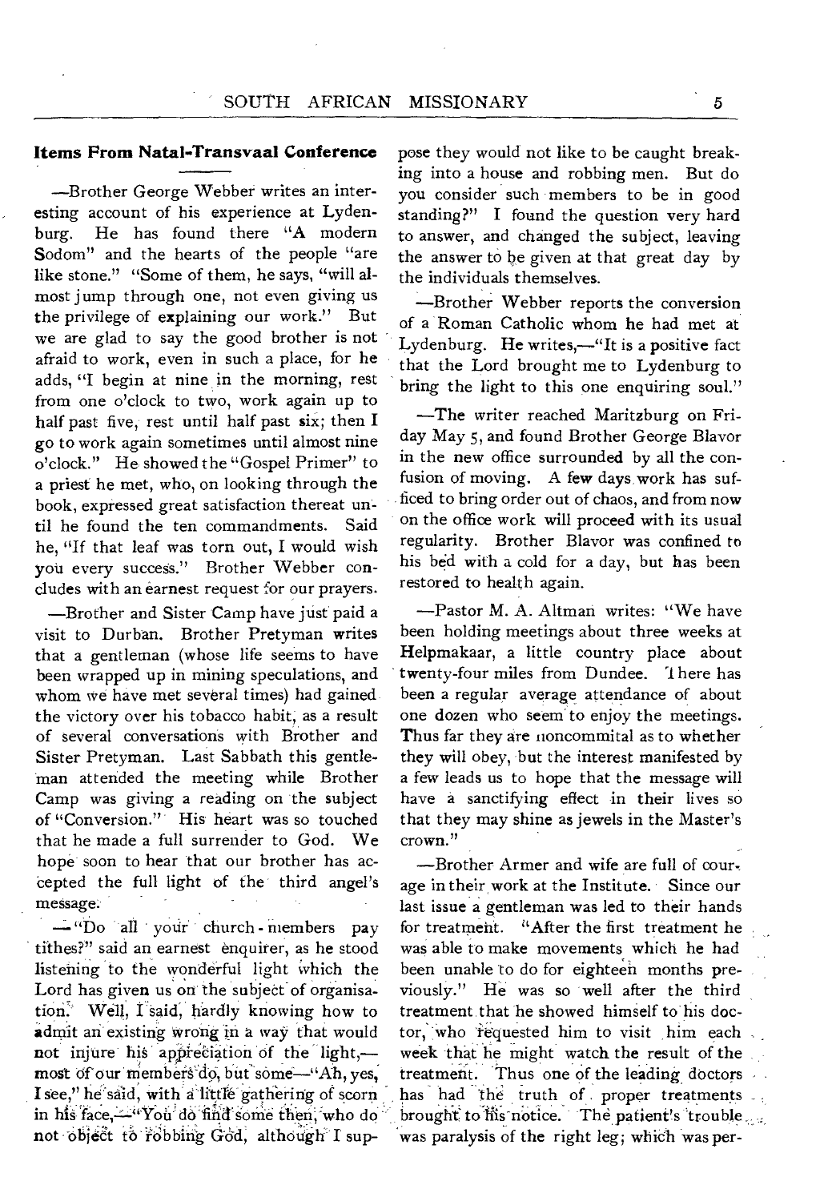### Items From Natal-Transvaal Conference

—Brother George Webber writes an interesting account of his experience at Lydenburg. He has found there "A modern Sodom" and the hearts of the people "are like stone." "Some of them, he says, "will almost jump through one, not even giving us the privilege of explaining our work." But we are glad to say the good brother is not afraid to work, even in such a place, for he adds, "I begin at nine in the morning, rest from one o'clock to two, work again up to half past five, rest until half past six; then I go to work again sometimes until almost nine o'clock." He showed the "Gospel Primer" to a priest he met, who, on looking through the book, expressed great satisfaction thereat until he found the ten commandments. Said he, "If that leaf was torn out, I would wish you every success." Brother Webber concludes with an earnest request for our prayers.

—Brother and Sister Camp have just paid a visit to Durban. Brother Pretyman writes that a gentleman (whose life seems to have been wrapped up in mining speculations, and whom we have met several times) had gained the victory over his tobacco habit, as a result of several conversations with Brother and Sister Pretyman. Last Sabbath this gentleman attended the meeting while Brother Camp was giving a reading on the subject of "Conversion." His heart was so touched that he made a full surrender to God. We hope soon to hear that our brother has accepted the full light of the third angel's message.

—"Do all your church-members pay tithes?" said an earnest enquirer, as he stood listening to the wonderful light which the Lord has given us on the subject of organisation. Well, I said, hardly knowing how to admit an existing wrong in a way that would not injure his appreciation of the light,—most of our members do, but some—"Ah, yes, I see," he said, with a little gathering of scorn in his face,—"You do find some then, who do not object to robbing God, although I suppose they would not like to be caught breaking into a house and robbing men. But do you consider such members to be in good standing?" I found the question very hard to answer, and changed the subject, leaving the answer to be given at that great day by the individuals themselves.

—Brother Webber reports the conversion of a Roman Catholic whom he had met at Lydenburg. He writes,—"It is a positive fact that the Lord brought me to Lydenburg to bring the light to this one enquiring soul."

—The writer reached Maritzburg on Friday May 5, and found Brother George Blavor in the new office surrounded by all the confusion of moving. A few days work has sufficed to bring order out of chaos, and from now on the office work will proceed with its usual regularity. Brother Blavor was confined to his bed with a cold for a day, but has been restored to health again.

—Pastor M. A. Altman writes: "We have been holding meetings about three weeks at Helpmakaar, a little country place about twenty-four miles from Dundee. There has been a regular average attendance of about one dozen who seem to enjoy the meetings. Thus far they are noncommital as to whether they will obey, but the interest manifested by a few leads us to hope that the message will have a sanctifying effect in their lives so that they may shine as jewels in the Master's crown."

—Brother Armer and wife are full of courage in their work at the Institute. Since our last issue a gentleman was led to their hands for treatment. "After the first treatment he was able to make movements which he had been unable to do for eighteen months previously." He was so well after the third treatment that he showed himself to his doctor, who requested him to visit him each week that he might watch the result of the treatment. Thus one of the leading doctors has had the truth of proper treatments brought to his notice. The patient's trouble was paralysis of the right leg; which was per-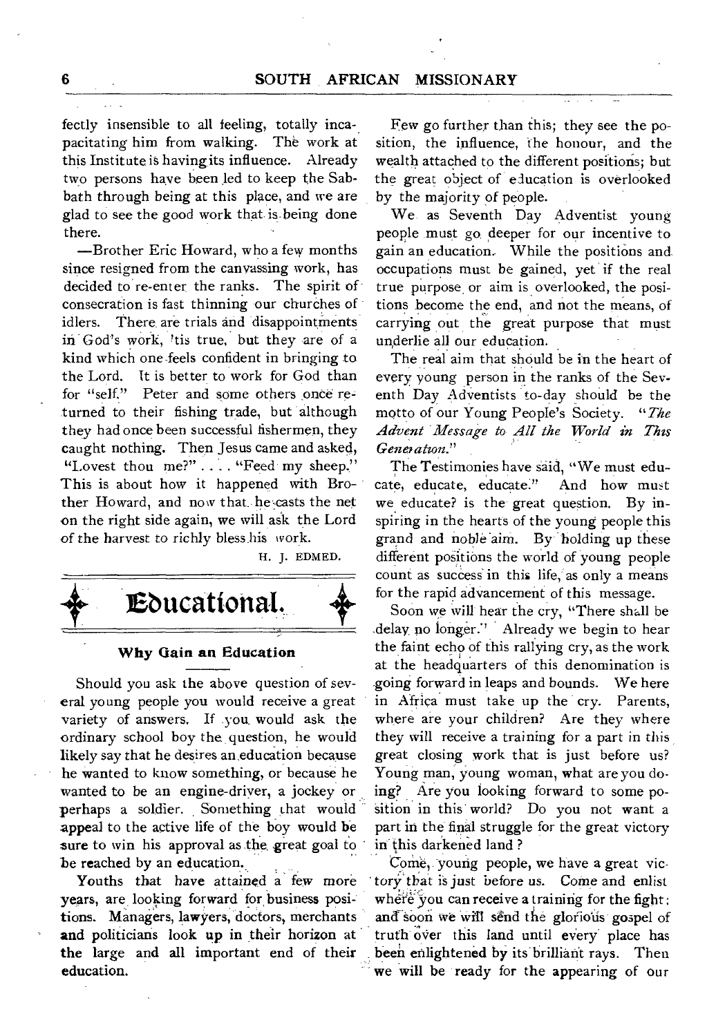fectly insensible to all feeling, totally incapacitating him from walking. The work at this Institute is having its influence. Already two persons have been led to keep the Sabbath through being at this place, and we are glad to see the good work that is being done there.

—Brother Eric Howard, who a few months since resigned from the canvassing work, has decided to re-enter the ranks. The spirit of consecration is fast thinning our churches of idlers. There are trials and disappointments in God's work, 'tis true, but they are of a kind which one feels confident in bringing to the Lord. It is better to work for God than for "self." Peter and some others once returned to their fishing trade, but although they had once been successful fishermen, they caught nothing. Then Jesus came and asked, "Lovest thou me?" . . . . "Feed my sheep." This is about how it happened with Brother Howard, and now that he casts the net on the right side again, we will ask the Lord of the harvest to richly bless his work.

H. J. EDMED.

# Educational.

## Why Gain an Education

Should you ask the above question of several young people you would receive a great variety of answers. If you would ask the ordinary school boy the question, he would likely say that he desires an education because he wanted to know something, or because he wanted to be an engine-driver, a jockey or perhaps a soldier. Something that would appeal to the active life of the boy would be sure to win his approval as the great goal to be reached by an education.

Youths that have attained a few more years, are looking forward for business positions. Managers, lawyers, doctors, merchants and politicians look up in their horizon at the large and all important end of their education.

Few go further than this; they see the position, the influence, the honour, and the wealth attached to the different positions; but the great object of education is overlooked by the majority of people.

We as Seventh Day Adventist young people must go deeper for our incentive to gain an education. While the positions and occupations must be gained, yet if the real true purpose or aim is overlooked, the positions become the end, and not the means, of carrying out the great purpose that must underlie all our education.

The real aim that should be in the heart of every young person in the ranks of the Seventh Day Adventists to-day should be the motto of our Young People's Society. "*The Advent Message to All the World in This Generation.*"

The Testimonies have said, "We must educate, educate, educate." And how must we educate? is the great question. By inspiring in the hearts of the young people this grand and noble aim. By holding up these different positions the world of young people count as success in this life, as only a means for the rapid advancement of this message.

Soon we will hear the cry, "There shall be delay no longer." Already we begin to hear the faint echo of this rallying cry, as the work at the headquarters of this denomination is going forward in leaps and bounds. We here in Africa must take up the cry. Parents, where are your children? Are they where they will receive a training for a part in this great closing work that is just before us? Young man, young woman, what are you doing? Are you looking forward to some position in this world? Do you not want a part in the final struggle for the great victory in this darkened land?

Come, young people, we have a great victory that is just before us. Come and enlist where you can receive a training for the fight; and soon we will send the glorious gospel of truth over this land until every place has been enlightened by its brilliant rays. Then we will be ready for the appearing of our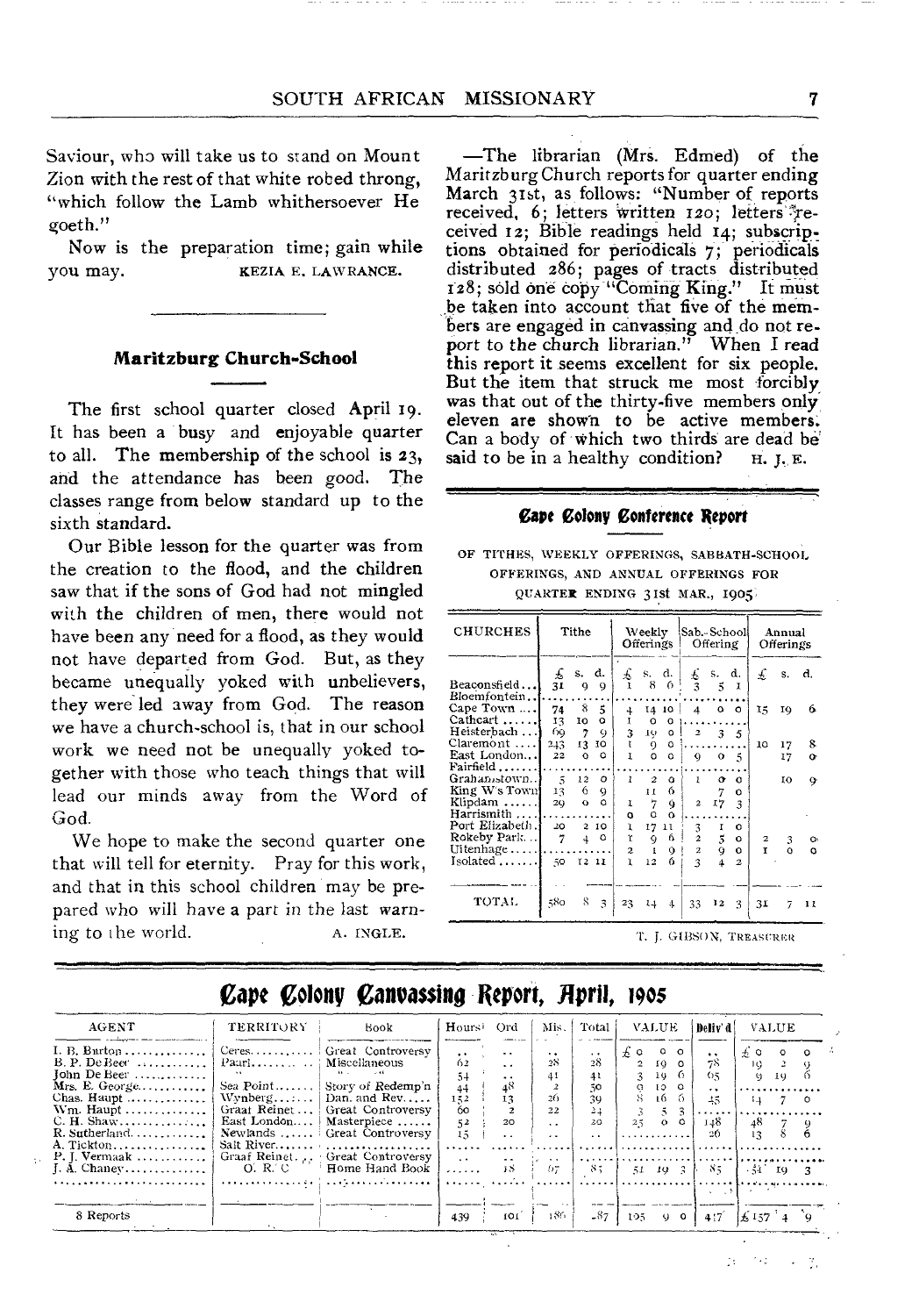Saviour, who will take us to stand on Mount Zion with the rest of that white robed throng, "which follow the Lamb whithersoever He goeth."

Now is the preparation time; gain while you may.

KEZIA E. LAWRANCE.

## Maritzburg Church-School

The first school quarter closed April 19. It has been a busy and enjoyable quarter to all. The membership of the school is 23, and the attendance has been good. The classes range from below standard up to the sixth standard.

Our Bible lesson for the quarter was from the creation to the flood, and the children saw that if the sons of God had not mingled with the children of men, there would not have been any need for a flood, as they would not have departed from God. But, as they became unequally yoked with unbelievers, they were led away from God. The reason we have a church-school is, that in our school work we need not be unequally yoked together with those who teach things that will lead our minds away from the Word of God.

We hope to make the second quarter one that will tell for eternity. Pray for this work, and that in this school children may be prepared who will have a part in the last warning to the world.

A. INGLE.

—The librarian (Mrs. Edmed) of the Maritzburg Church reports for quarter ending March 31st, as follows: "Number of reports received, 6; letters written 120; letters received 12; Bible readings held 14; subscriptions obtained for periodicals 7; periodicals distributed 286; pages of tracts distributed 128; sold one copy "Coming King." It must be taken into account that five of the members are engaged in canvassing and do not report to the church librarian." When I read this report it seems excellent for six people. But the item that struck me most forcibly was that out of the thirty-five members only eleven are shown to be active members. Can a body of which two thirds are dead be said to be in a healthy condition?

H. J. E.

## Cape Colony Conference Report

OF TITHES, WEEKLY OFFERINGS, SABBATH-SCHOOL OFFERINGS, AND ANNUAL OFFERINGS FOR QUARTER ENDING 31st MAR., 1905

| CHURCHES | Tithe | | | Weekly Offerings | | | Sab.-School Offering | | | Annual Offerings | | |
|---|---|---|---|---|---|---|---|---|---|---|---|---|
| | £ | s. | d. | £ | s. | d. | £ | s. | d. | £ | s. | d. |
| Beaconsfield | 31 | 9 | 9 | 1 | 8 | 6 | 3 | 5 | 1 | | | |
| Bloemfontein | | | | | | | | | | | | |
| Cape Town | 74 | 8 | 5 | 4 | 14 | 10 | 4 | 0 | 0 | 15 | 19 | 6 |
| Cathcart | 13 | 10 | 0 | 1 | 0 | 0 | | | | | | |
| Heisterbach | 69 | 7 | 9 | 3 | 19 | 0 | 2 | 3 | 5 | | | |
| Claremont | 243 | 13 | 10 | 1 | 9 | 0 | | | | 10 | 17 | 8 |
| East London | 22 | 0 | 0 | 1 | 0 | 0 | 9 | 0 | 5 | | 17 | 0 |
| Fairfield | | | | | | | | | | | | |
| Grahamstown | 5 | 12 | 0 | 1 | 2 | 0 | 1 | 0 | 0 | | 10 | 9 |
| King W's Town | 13 | 6 | 9 | | 11 | 6 | | 7 | 0 | | | |
| Klipdam | 29 | 0 | 0 | 1 | 7 | 9 | 2 | 17 | 3 | | | |
| Harrismith | | | | 0 | 0 | 0 | | | | | | |
| Port Elizabeth | 20 | 2 | 10 | 1 | 17 | 11 | 3 | 1 | 0 | | | |
| Rokeby Park | 7 | 4 | 0 | 1 | 9 | 6 | 2 | 5 | 0 | 2 | 3 | 0 |
| Uitenhage | | | | 2 | 1 | 9 | 2 | 9 | 0 | 1 | 0 | 0 |
| Isolated | 50 | 12 | 11 | 1 | 12 | 6 | 3 | 4 | 2 | | | |
| TOTAL | 580 | 8 | 3 | 23 | 14 | 4 | 33 | 12 | 3 | 31 | 7 | 11 |

T. J. GIBSON, TREASURER

## Cape Colony Canvassing Report, April, 1905

| AGENT | TERRITORY | Book | Hours | Ord | Mis. | Total | VALUE | Deliv'd | VALUE |
|---|---|---|---|---|---|---|---|---|---|
| I. B. Burton | Ceres | Great Controversy | .. | .. | .. | .. | £ 0 0 0 | .. | £ 0 0 0 |
| B. P. De Beer | Paarl | Miscellaneous | 62 | .. | 28 | 28 | 2 19 0 | 78 | 19 2 9 |
| John De Beer | " | " | 54 | .. | 41 | 41 | 3 19 6 | 65 | 9 19 6 |
| Mrs. E. George | Sea Point | Story of Redemp'n | 44 | 48 | 2 | 50 | 0 10 0 | .. | |
| Chas. Haupt | Wynberg | Dan. and Rev. | 152 | 13 | 26 | 39 | 8 16 6 | 45 | 14 7 0 |
| Wm. Haupt | Graaf Reinet | Great Controversy | 60 | 2 | 22 | 24 | 3 5 3 | | |
| C. H. Shaw | East London | Masterpiece | 52 | 20 | .. | 20 | 25 0 0 | 148 | 48 7 9 |
| R. Sutherland | Newlands | Great Controversy | 15 | .. | .. | .. | | 26 | 13 8 6 |
| A. Tickton | Salt River | | | | | | | | |
| P. J. Vermaak | Graaf Reinet | Great Controversy | .. | .. | .. | .. | | | |
| J. A. Chaney | O. R. C. | Home Hand Book | | 18 | 67 | 85 | 51 19 3 | 85 | 51 19 3 |
| 8 Reports | | | 439 | 101 | 186 | 287 | 105 9 0 | 447 | £157 4 9 |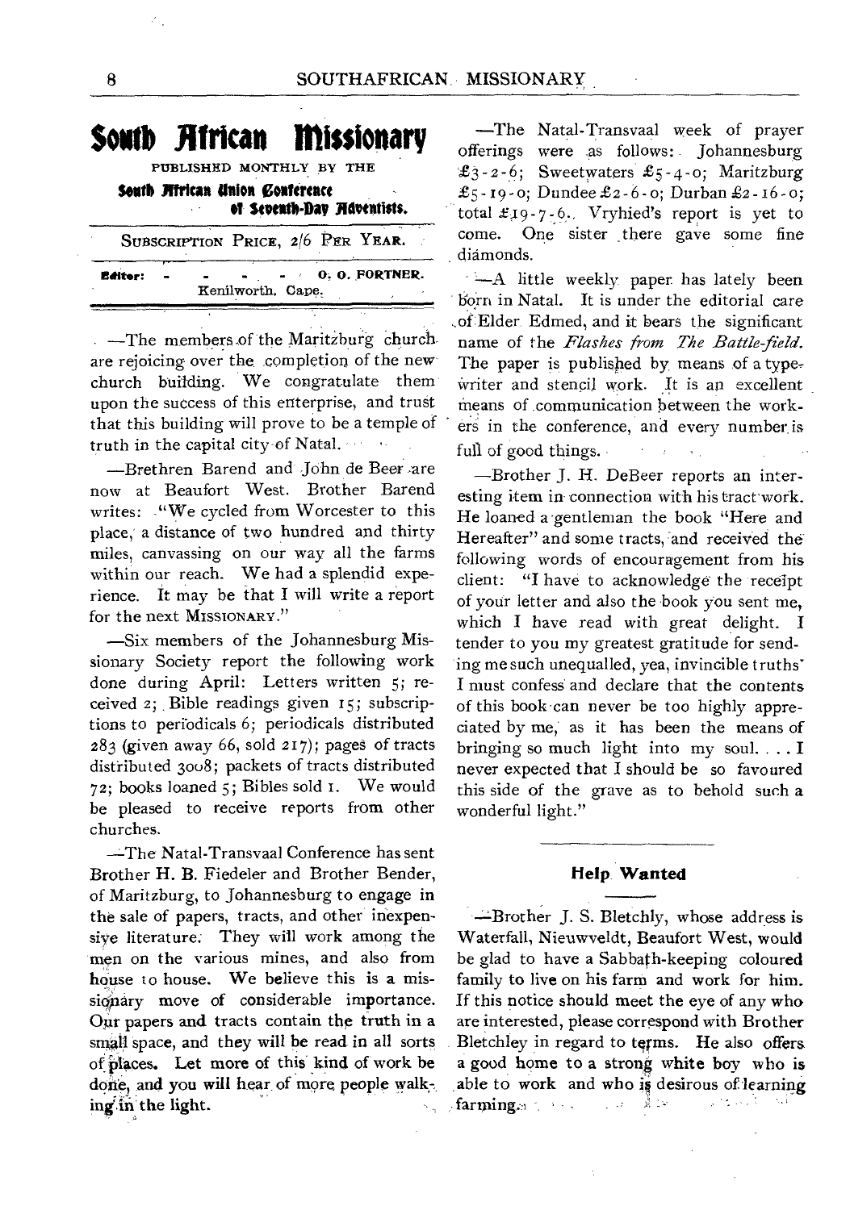# South African Missionary

PUBLISHED MONTHLY BY THE

**South African Union Conference of Seventh-Day Adventists.**

SUBSCRIPTION PRICE, 2/6 PER YEAR.

**Editor:** O. O. FORTNER.
Kenilworth, Cape.

—The members of the Maritzburg church are rejoicing over the completion of the new church building. We congratulate them upon the success of this enterprise, and trust that this building will prove to be a temple of truth in the capital city of Natal.

—Brethren Barend and John de Beer are now at Beaufort West. Brother Barend writes: "We cycled from Worcester to this place, a distance of two hundred and thirty miles, canvassing on our way all the farms within our reach. We had a splendid experience. It may be that I will write a report for the next MISSIONARY."

—Six members of the Johannesburg Missionary Society report the following work done during April: Letters written 5; received 2; Bible readings given 15; subscriptions to periodicals 6; periodicals distributed 283 (given away 66, sold 217); pages of tracts distributed 3008; packets of tracts distributed 72; books loaned 5; Bibles sold 1. We would be pleased to receive reports from other churches.

—The Natal-Transvaal Conference has sent Brother H. B. Fiedeler and Brother Bender, of Maritzburg, to Johannesburg to engage in the sale of papers, tracts, and other inexpensive literature. They will work among the men on the various mines, and also from house to house. We believe this is a missionary move of considerable importance. Our papers and tracts contain the truth in a small space, and they will be read in all sorts of places. Let more of this kind of work be done, and you will hear of more people walking in the light.

—The Natal-Transvaal week of prayer offerings were as follows: Johannesburg £3-2-6; Sweetwaters £5-4-0; Maritzburg £5-19-0; Dundee £2-6-0; Durban £2-16-0; total £19-7-6. Vryhied's report is yet to come. One sister there gave some fine diamonds.

—A little weekly paper has lately been born in Natal. It is under the editorial care of Elder Edmed, and it bears the significant name of the *Flashes from The Battle-field.* The paper is published by means of a typewriter and stencil work. It is an excellent means of communication between the workers in the conference, and every number is full of good things.

—Brother J. H. DeBeer reports an interesting item in connection with his tract work. He loaned a gentleman the book "Here and Hereafter" and some tracts, and received the following words of encouragement from his client: "I have to acknowledge the receipt of your letter and also the book you sent me, which I have read with great delight. I tender to you my greatest gratitude for sending me such unequalled, yea, invincible truths. I must confess and declare that the contents of this book can never be too highly appreciated by me, as it has been the means of bringing so much light into my soul. . . . I never expected that I should be so favoured this side of the grave as to behold such a wonderful light."

### Help Wanted

—Brother J. S. Bletchly, whose address is Waterfall, Nieuwveldt, Beaufort West, would be glad to have a Sabbath-keeping coloured family to live on his farm and work for him. If this notice should meet the eye of any who are interested, please correspond with Brother Bletchley in regard to terms. He also offers a good home to a strong white boy who is able to work and who is desirous of learning farming.